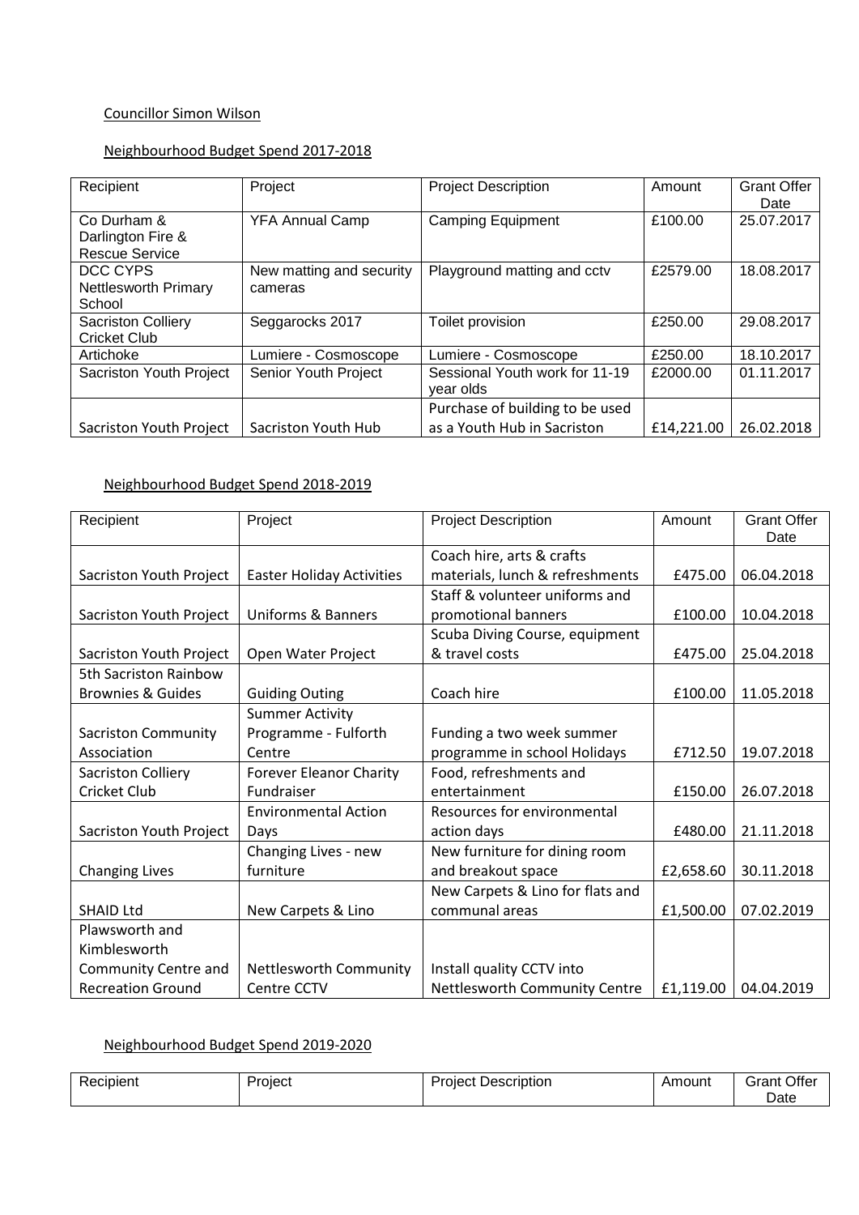Councillor Simon Wilson

Neighbourhood Budget Spend 2017-2018

| Recipient | Project | Project Description | Amount | Grant Offer Date |
|---|---|---|---|---|
| Co Durham & Darlington Fire & Rescue Service | YFA Annual Camp | Camping Equipment | £100.00 | 25.07.2017 |
| DCC CYPS Nettlesworth Primary School | New matting and security cameras | Playground matting and cctv | £2579.00 | 18.08.2017 |
| Sacriston Colliery Cricket Club | Seggarocks 2017 | Toilet provision | £250.00 | 29.08.2017 |
| Artichoke | Lumiere - Cosmoscope | Lumiere - Cosmoscope | £250.00 | 18.10.2017 |
| Sacriston Youth Project | Senior Youth Project | Sessional Youth work for 11-19 year olds | £2000.00 | 01.11.2017 |
| Sacriston Youth Project | Sacriston Youth Hub | Purchase of building to be used as a Youth Hub in Sacriston | £14,221.00 | 26.02.2018 |

Neighbourhood Budget Spend 2018-2019

| Recipient | Project | Project Description | Amount | Grant Offer Date |
|---|---|---|---|---|
| Sacriston Youth Project | Easter Holiday Activities | Coach hire, arts & crafts materials, lunch & refreshments | £475.00 | 06.04.2018 |
| Sacriston Youth Project | Uniforms & Banners | Staff & volunteer uniforms and promotional banners | £100.00 | 10.04.2018 |
| Sacriston Youth Project | Open Water Project | Scuba Diving Course, equipment & travel costs | £475.00 | 25.04.2018 |
| 5th Sacriston Rainbow Brownies & Guides | Guiding Outing | Coach hire | £100.00 | 11.05.2018 |
| Sacriston Community Association | Summer Activity Programme - Fulforth Centre | Funding a two week summer programme in school Holidays | £712.50 | 19.07.2018 |
| Sacriston Colliery Cricket Club | Forever Eleanor Charity Fundraiser | Food, refreshments and entertainment | £150.00 | 26.07.2018 |
| Sacriston Youth Project | Environmental Action Days | Resources for environmental action days | £480.00 | 21.11.2018 |
| Changing Lives | Changing Lives - new furniture | New furniture for dining room and breakout space | £2,658.60 | 30.11.2018 |
| SHAID Ltd | New Carpets & Lino | New Carpets & Lino for flats and communal areas | £1,500.00 | 07.02.2019 |
| Plawsworth and Kimblesworth Community Centre and Recreation Ground | Nettlesworth Community Centre CCTV | Install quality CCTV into Nettlesworth Community Centre | £1,119.00 | 04.04.2019 |

Neighbourhood Budget Spend 2019-2020

| Recipient | Project | Project Description | Amount | Grant Offer Date |
|---|---|---|---|---|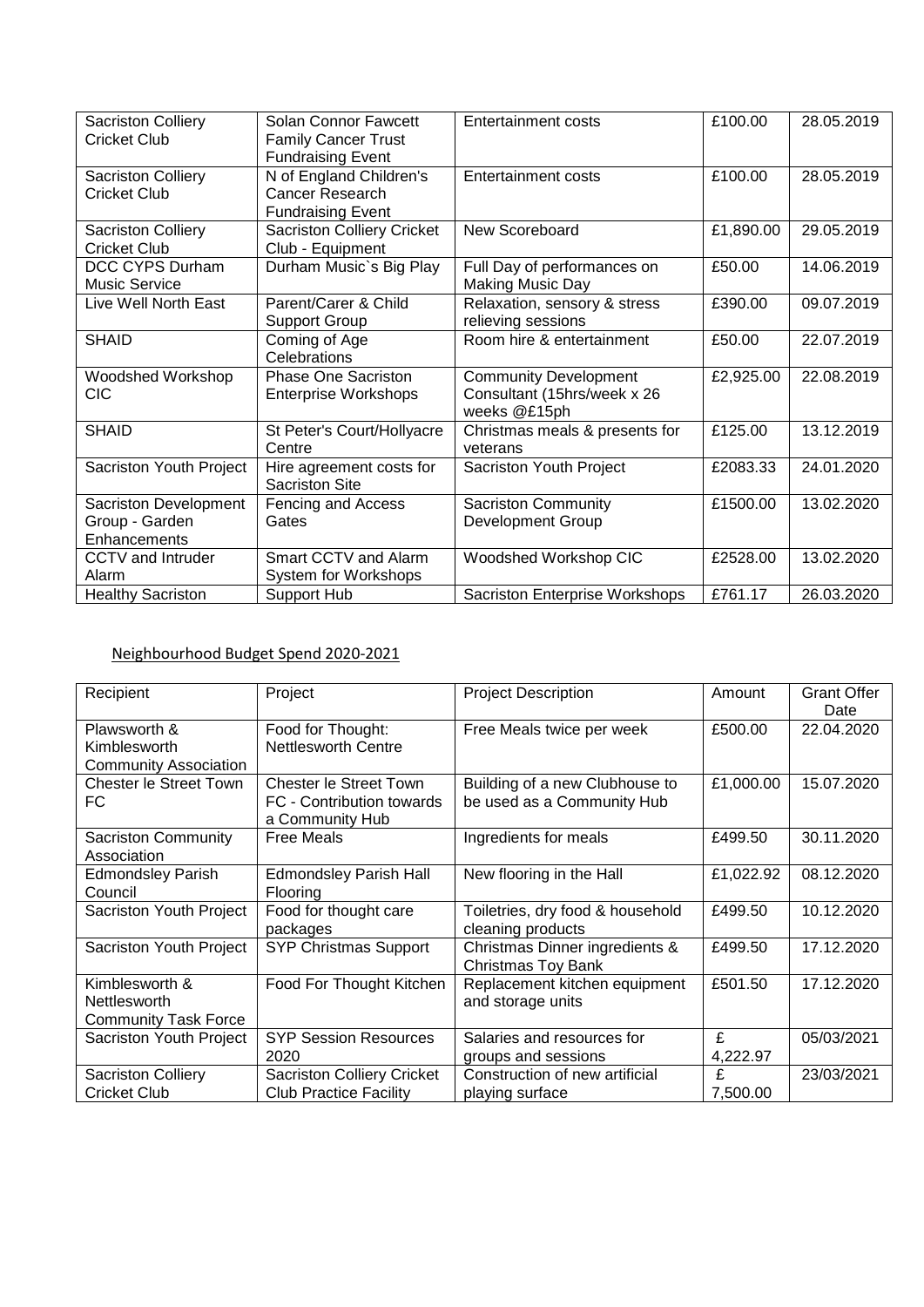| | | | | |
|---|---|---|---|---|
| Sacriston Colliery Cricket Club | Solan Connor Fawcett Family Cancer Trust Fundraising Event | Entertainment costs | £100.00 | 28.05.2019 |
| Sacriston Colliery Cricket Club | N of England Children's Cancer Research Fundraising Event | Entertainment costs | £100.00 | 28.05.2019 |
| Sacriston Colliery Cricket Club | Sacriston Colliery Cricket Club - Equipment | New Scoreboard | £1,890.00 | 29.05.2019 |
| DCC CYPS Durham Music Service | Durham Music`s Big Play | Full Day of performances on Making Music Day | £50.00 | 14.06.2019 |
| Live Well North East | Parent/Carer & Child Support Group | Relaxation, sensory & stress relieving sessions | £390.00 | 09.07.2019 |
| SHAID | Coming of Age Celebrations | Room hire & entertainment | £50.00 | 22.07.2019 |
| Woodshed Workshop CIC | Phase One Sacriston Enterprise Workshops | Community Development Consultant (15hrs/week x 26 weeks @£15ph | £2,925.00 | 22.08.2019 |
| SHAID | St Peter's Court/Hollyacre Centre | Christmas meals & presents for veterans | £125.00 | 13.12.2019 |
| Sacriston Youth Project | Hire agreement costs for Sacriston Site | Sacriston Youth Project | £2083.33 | 24.01.2020 |
| Sacriston Development Group - Garden Enhancements | Fencing and Access Gates | Sacriston Community Development Group | £1500.00 | 13.02.2020 |
| CCTV and Intruder Alarm | Smart CCTV and Alarm System for Workshops | Woodshed Workshop CIC | £2528.00 | 13.02.2020 |
| Healthy Sacriston | Support Hub | Sacriston Enterprise Workshops | £761.17 | 26.03.2020 |

## Neighbourhood Budget Spend 2020-2021

| Recipient | Project | Project Description | Amount | Grant Offer Date |
|---|---|---|---|---|
| Plawsworth & Kimblesworth Community Association | Food for Thought: Nettlesworth Centre | Free Meals twice per week | £500.00 | 22.04.2020 |
| Chester le Street Town FC | Chester le Street Town FC - Contribution towards a Community Hub | Building of a new Clubhouse to be used as a Community Hub | £1,000.00 | 15.07.2020 |
| Sacriston Community Association | Free Meals | Ingredients for meals | £499.50 | 30.11.2020 |
| Edmondsley Parish Council | Edmondsley Parish Hall Flooring | New flooring in the Hall | £1,022.92 | 08.12.2020 |
| Sacriston Youth Project | Food for thought care packages | Toiletries, dry food & household cleaning products | £499.50 | 10.12.2020 |
| Sacriston Youth Project | SYP Christmas Support | Christmas Dinner ingredients & Christmas Toy Bank | £499.50 | 17.12.2020 |
| Kimblesworth & Nettlesworth Community Task Force | Food For Thought Kitchen | Replacement kitchen equipment and storage units | £501.50 | 17.12.2020 |
| Sacriston Youth Project | SYP Session Resources 2020 | Salaries and resources for groups and sessions | £ 4,222.97 | 05/03/2021 |
| Sacriston Colliery Cricket Club | Sacriston Colliery Cricket Club Practice Facility | Construction of new artificial playing surface | £ 7,500.00 | 23/03/2021 |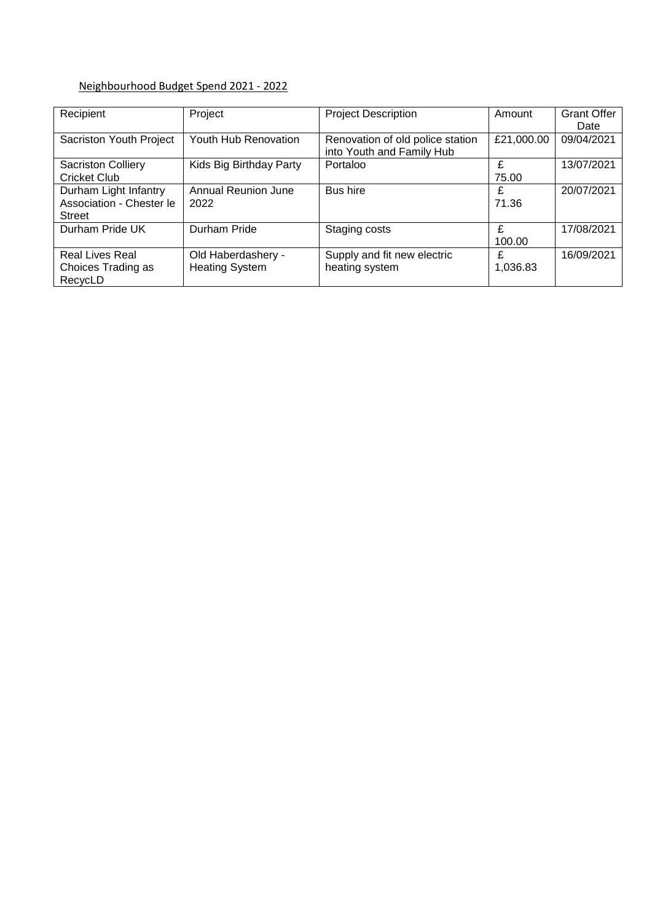Neighbourhood Budget Spend 2021 - 2022

| Recipient | Project | Project Description | Amount | Grant Offer Date |
|---|---|---|---|---|
| Sacriston Youth Project | Youth Hub Renovation | Renovation of old police station into Youth and Family Hub | £21,000.00 | 09/04/2021 |
| Sacriston Colliery Cricket Club | Kids Big Birthday Party | Portaloo | £ 75.00 | 13/07/2021 |
| Durham Light Infantry Association - Chester le Street | Annual Reunion June 2022 | Bus hire | £ 71.36 | 20/07/2021 |
| Durham Pride UK | Durham Pride | Staging costs | £ 100.00 | 17/08/2021 |
| Real Lives Real Choices Trading as RecycLD | Old Haberdashery - Heating System | Supply and fit new electric heating system | £ 1,036.83 | 16/09/2021 |